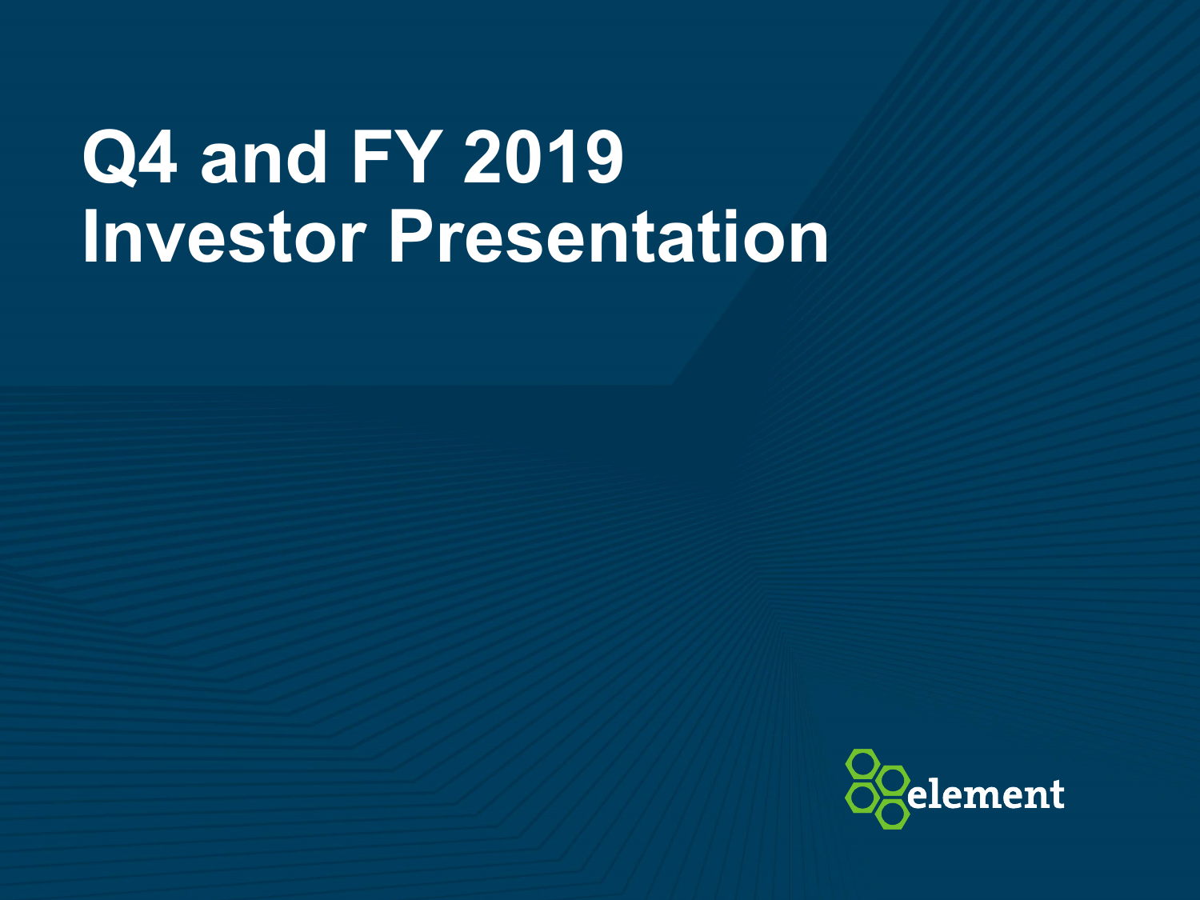# Q4 and FY 2019 Investor Presentation

element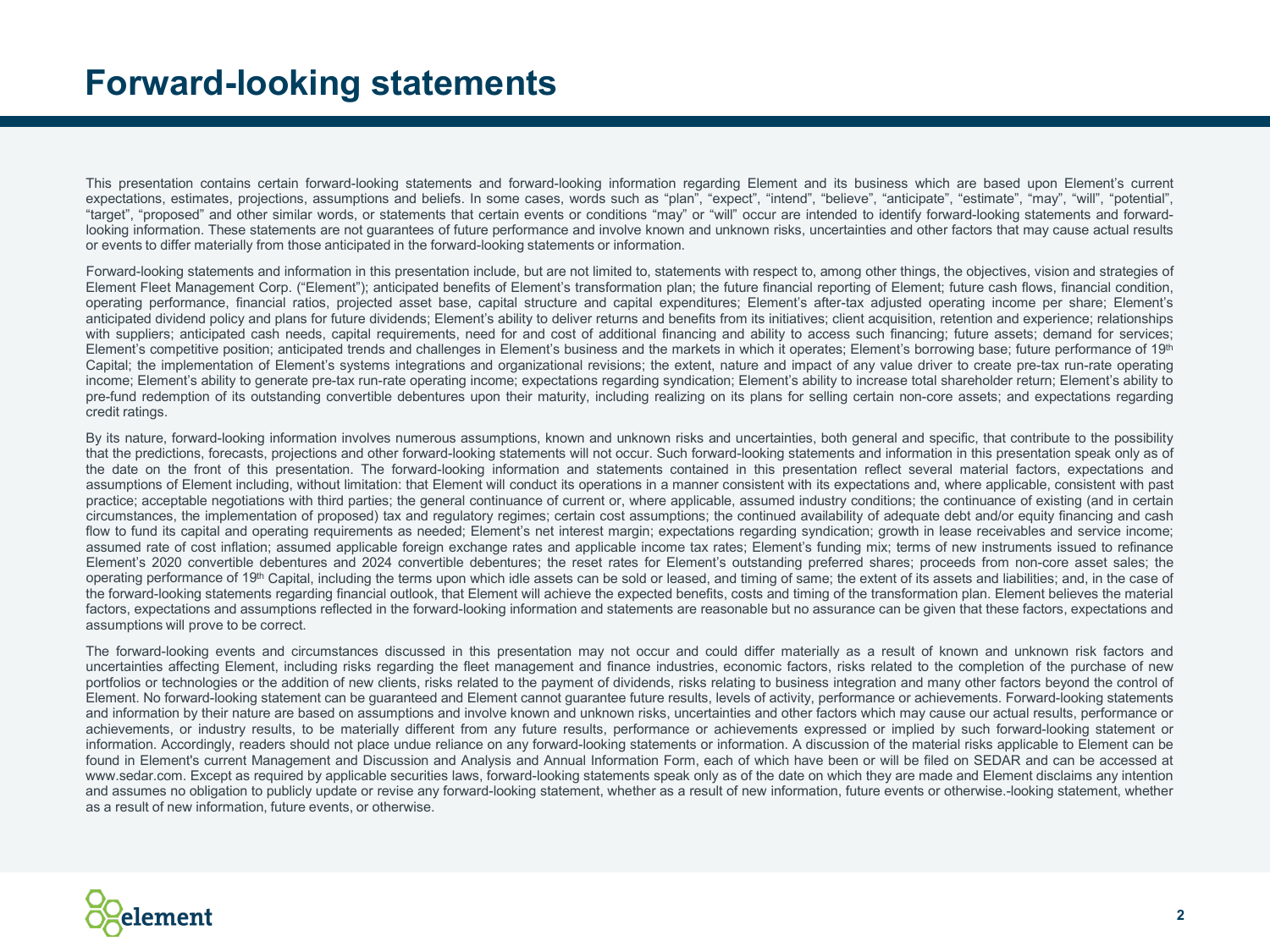# Forward-looking statements

This presentation contains certain forward-looking statements and forward-looking information regarding Element and its business which are based upon Element's current expectations, estimates, projections, assumptions and beliefs. In some cases, words such as "plan", "expect", "intend", "believe", "anticipate", "estimate", "may", "will", "potential", "target", "proposed" and other similar words, or statements that certain events or conditions "may" or "will" occur are intended to identify forward-looking statements and forward-looking information. These statements are not guarantees of future performance and involve known and unknown risks, uncertainties and other factors that may cause actual results or events to differ materially from those anticipated in the forward-looking statements or information.

Forward-looking statements and information in this presentation include, but are not limited to, statements with respect to, among other things, the objectives, vision and strategies of Element Fleet Management Corp. ("Element"); anticipated benefits of Element's transformation plan; the future financial reporting of Element; future cash flows, financial condition, operating performance, financial ratios, projected asset base, capital structure and capital expenditures; Element's after-tax adjusted operating income per share; Element's anticipated dividend policy and plans for future dividends; Element's ability to deliver returns and benefits from its initiatives; client acquisition, retention and experience; relationships with suppliers; anticipated cash needs, capital requirements, need for and cost of additional financing and ability to access such financing; future assets; demand for services; Element's competitive position; anticipated trends and challenges in Element's business and the markets in which it operates; Element's borrowing base; future performance of 19th Capital; the implementation of Element's systems integrations and organizational revisions; the extent, nature and impact of any value driver to create pre-tax run-rate operating income; Element's ability to generate pre-tax run-rate operating income; expectations regarding syndication; Element's ability to increase total shareholder return; Element's ability to pre-fund redemption of its outstanding convertible debentures upon their maturity, including realizing on its plans for selling certain non-core assets; and expectations regarding credit ratings.

By its nature, forward-looking information involves numerous assumptions, known and unknown risks and uncertainties, both general and specific, that contribute to the possibility that the predictions, forecasts, projections and other forward-looking statements will not occur. Such forward-looking statements and information in this presentation speak only as of the date on the front of this presentation. The forward-looking information and statements contained in this presentation reflect several material factors, expectations and assumptions of Element including, without limitation: that Element will conduct its operations in a manner consistent with its expectations and, where applicable, consistent with past practice; acceptable negotiations with third parties; the general continuance of current or, where applicable, assumed industry conditions; the continuance of existing (and in certain circumstances, the implementation of proposed) tax and regulatory regimes; certain cost assumptions; the continued availability of adequate debt and/or equity financing and cash flow to fund its capital and operating requirements as needed; Element's net interest margin; expectations regarding syndication; growth in lease receivables and service income; assumed rate of cost inflation; assumed applicable foreign exchange rates and applicable income tax rates; Element's funding mix; terms of new instruments issued to refinance Element's 2020 convertible debentures and 2024 convertible debentures; the reset rates for Element's outstanding preferred shares; proceeds from non-core asset sales; the operating performance of 19th Capital, including the terms upon which idle assets can be sold or leased, and timing of same; the extent of its assets and liabilities; and, in the case of the forward-looking statements regarding financial outlook, that Element will achieve the expected benefits, costs and timing of the transformation plan. Element believes the material factors, expectations and assumptions reflected in the forward-looking information and statements are reasonable but no assurance can be given that these factors, expectations and assumptions will prove to be correct.

The forward-looking events and circumstances discussed in this presentation may not occur and could differ materially as a result of known and unknown risk factors and uncertainties affecting Element, including risks regarding the fleet management and finance industries, economic factors, risks related to the completion of the purchase of new portfolios or technologies or the addition of new clients, risks related to the payment of dividends, risks relating to business integration and many other factors beyond the control of Element. No forward-looking statement can be guaranteed and Element cannot guarantee future results, levels of activity, performance or achievements. Forward-looking statements and information by their nature are based on assumptions and involve known and unknown risks, uncertainties and other factors which may cause our actual results, performance or achievements, or industry results, to be materially different from any future results, performance or achievements expressed or implied by such forward-looking statement or information. Accordingly, readers should not place undue reliance on any forward-looking statements or information. A discussion of the material risks applicable to Element can be found in Element's current Management and Discussion and Analysis and Annual Information Form, each of which have been or will be filed on SEDAR and can be accessed at www.sedar.com. Except as required by applicable securities laws, forward-looking statements speak only as of the date on which they are made and Element disclaims any intention and assumes no obligation to publicly update or revise any forward-looking statement, whether as a result of new information, future events or otherwise.-looking statement, whether as a result of new information, future events, or otherwise.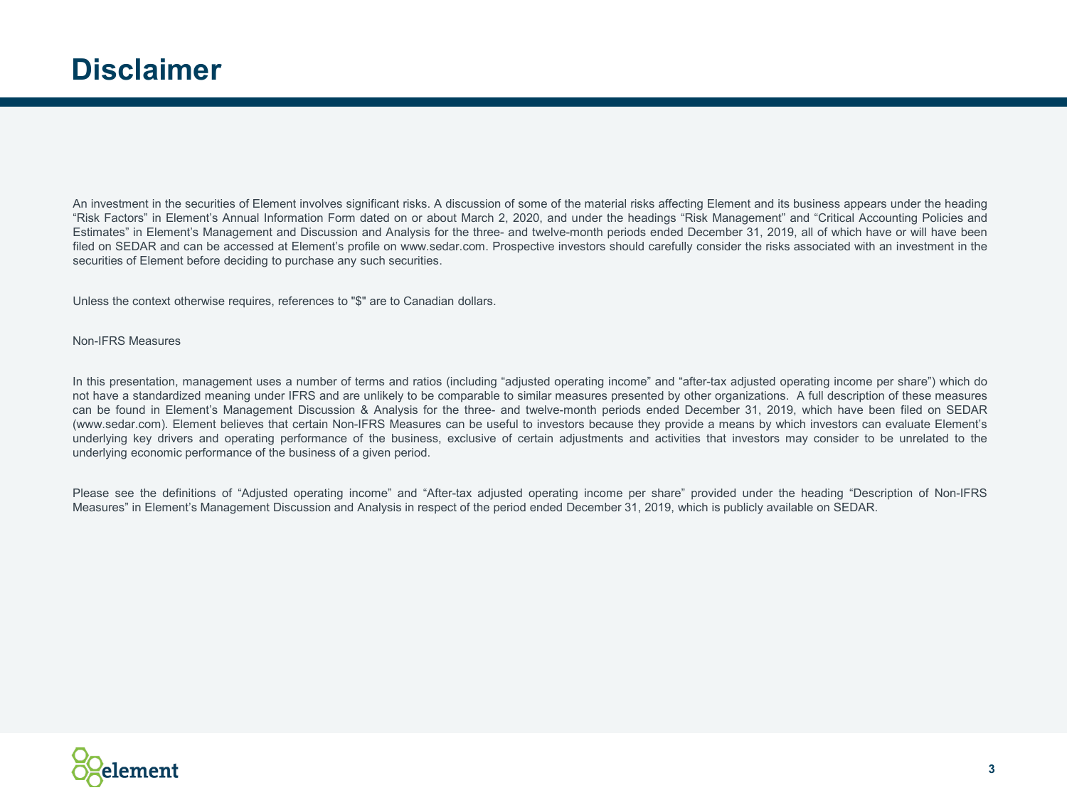# Disclaimer

An investment in the securities of Element involves significant risks. A discussion of some of the material risks affecting Element and its business appears under the heading "Risk Factors" in Element's Annual Information Form dated on or about March 2, 2020, and under the headings "Risk Management" and "Critical Accounting Policies and Estimates" in Element's Management and Discussion and Analysis for the three- and twelve-month periods ended December 31, 2019, all of which have or will have been filed on SEDAR and can be accessed at Element's profile on www.sedar.com. Prospective investors should carefully consider the risks associated with an investment in the securities of Element before deciding to purchase any such securities.

Unless the context otherwise requires, references to "$" are to Canadian dollars.

Non-IFRS Measures

In this presentation, management uses a number of terms and ratios (including "adjusted operating income" and "after-tax adjusted operating income per share") which do not have a standardized meaning under IFRS and are unlikely to be comparable to similar measures presented by other organizations. A full description of these measures can be found in Element's Management Discussion & Analysis for the three- and twelve-month periods ended December 31, 2019, which have been filed on SEDAR (www.sedar.com). Element believes that certain Non-IFRS Measures can be useful to investors because they provide a means by which investors can evaluate Element's underlying key drivers and operating performance of the business, exclusive of certain adjustments and activities that investors may consider to be unrelated to the underlying economic performance of the business of a given period.

Please see the definitions of "Adjusted operating income" and "After-tax adjusted operating income per share" provided under the heading "Description of Non-IFRS Measures" in Element's Management Discussion and Analysis in respect of the period ended December 31, 2019, which is publicly available on SEDAR.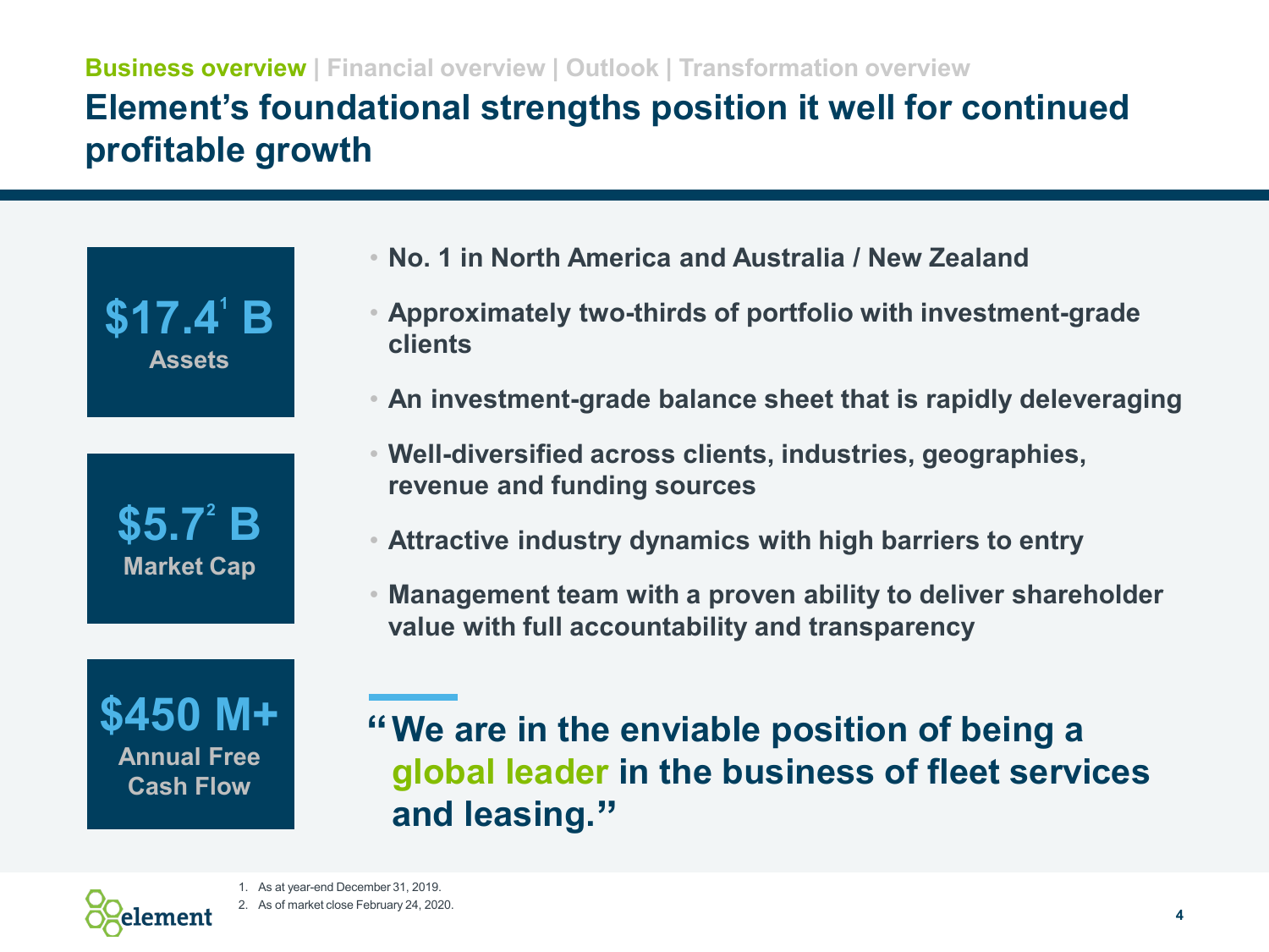Business overview | Financial overview | Outlook | Transformation overview

# Element's foundational strengths position it well for continued profitable growth

**$17.4[1] B**
Assets

**$5.7[2] B**
Market Cap

**$450 M+**
Annual Free Cash Flow

- No. 1 in North America and Australia / New Zealand
- Approximately two-thirds of portfolio with investment-grade clients
- An investment-grade balance sheet that is rapidly deleveraging
- Well-diversified across clients, industries, geographies, revenue and funding sources
- Attractive industry dynamics with high barriers to entry
- Management team with a proven ability to deliver shareholder value with full accountability and transparency

> "We are in the enviable position of being a **global leader** in the business of fleet services and leasing."

1. As at year-end December 31, 2019.
2. As of market close February 24, 2020.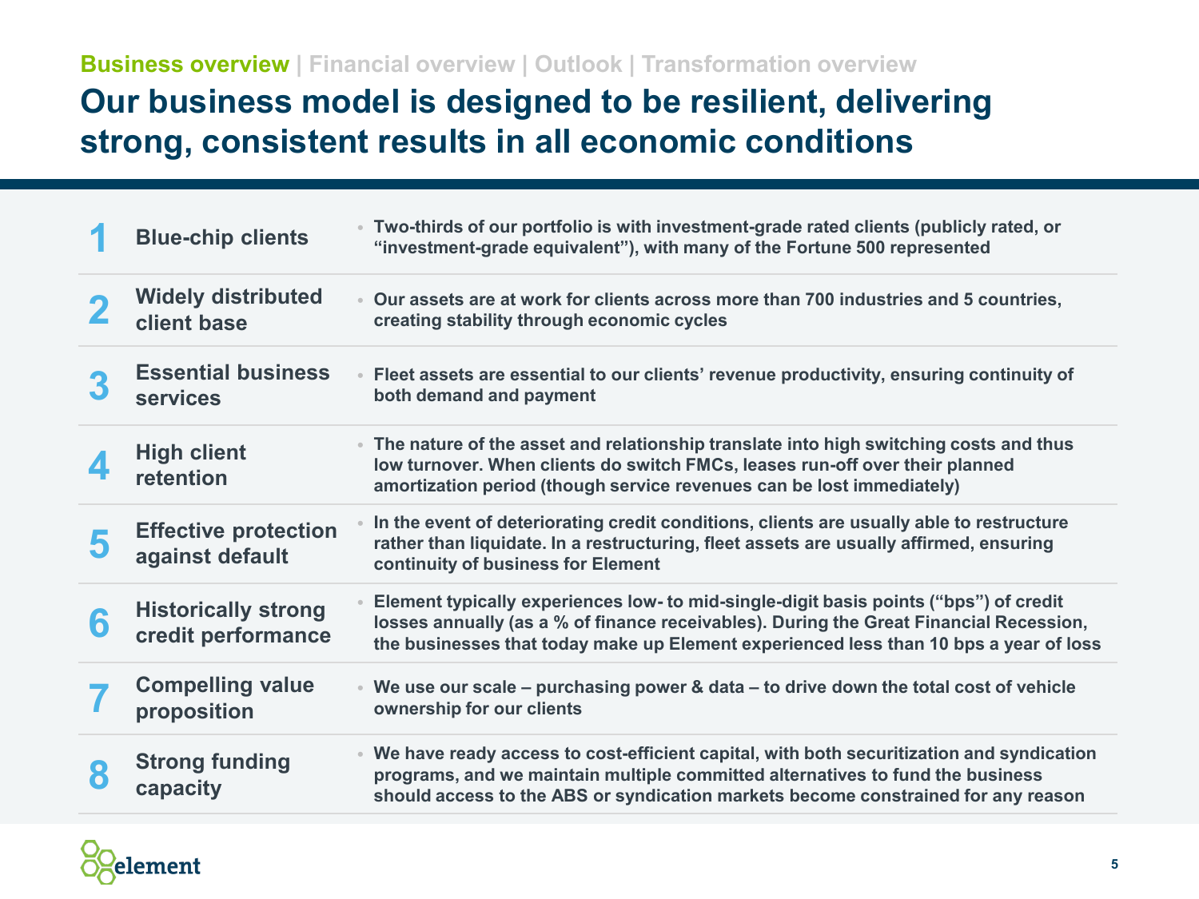**Business overview** | Financial overview | Outlook | Transformation overview

# Our business model is designed to be resilient, delivering strong, consistent results in all economic conditions

| # | | |
|---|---|---|
| 1 | Blue-chip clients | Two-thirds of our portfolio is with investment-grade rated clients (publicly rated, or "investment-grade equivalent"), with many of the Fortune 500 represented |
| 2 | Widely distributed client base | Our assets are at work for clients across more than 700 industries and 5 countries, creating stability through economic cycles |
| 3 | Essential business services | Fleet assets are essential to our clients' revenue productivity, ensuring continuity of both demand and payment |
| 4 | High client retention | The nature of the asset and relationship translate into high switching costs and thus low turnover. When clients do switch FMCs, leases run-off over their planned amortization period (though service revenues can be lost immediately) |
| 5 | Effective protection against default | In the event of deteriorating credit conditions, clients are usually able to restructure rather than liquidate. In a restructuring, fleet assets are usually affirmed, ensuring continuity of business for Element |
| 6 | Historically strong credit performance | Element typically experiences low- to mid-single-digit basis points ("bps") of credit losses annually (as a % of finance receivables). During the Great Financial Recession, the businesses that today make up Element experienced less than 10 bps a year of loss |
| 7 | Compelling value proposition | We use our scale – purchasing power & data – to drive down the total cost of vehicle ownership for our clients |
| 8 | Strong funding capacity | We have ready access to cost-efficient capital, with both securitization and syndication programs, and we maintain multiple committed alternatives to fund the business should access to the ABS or syndication markets become constrained for any reason |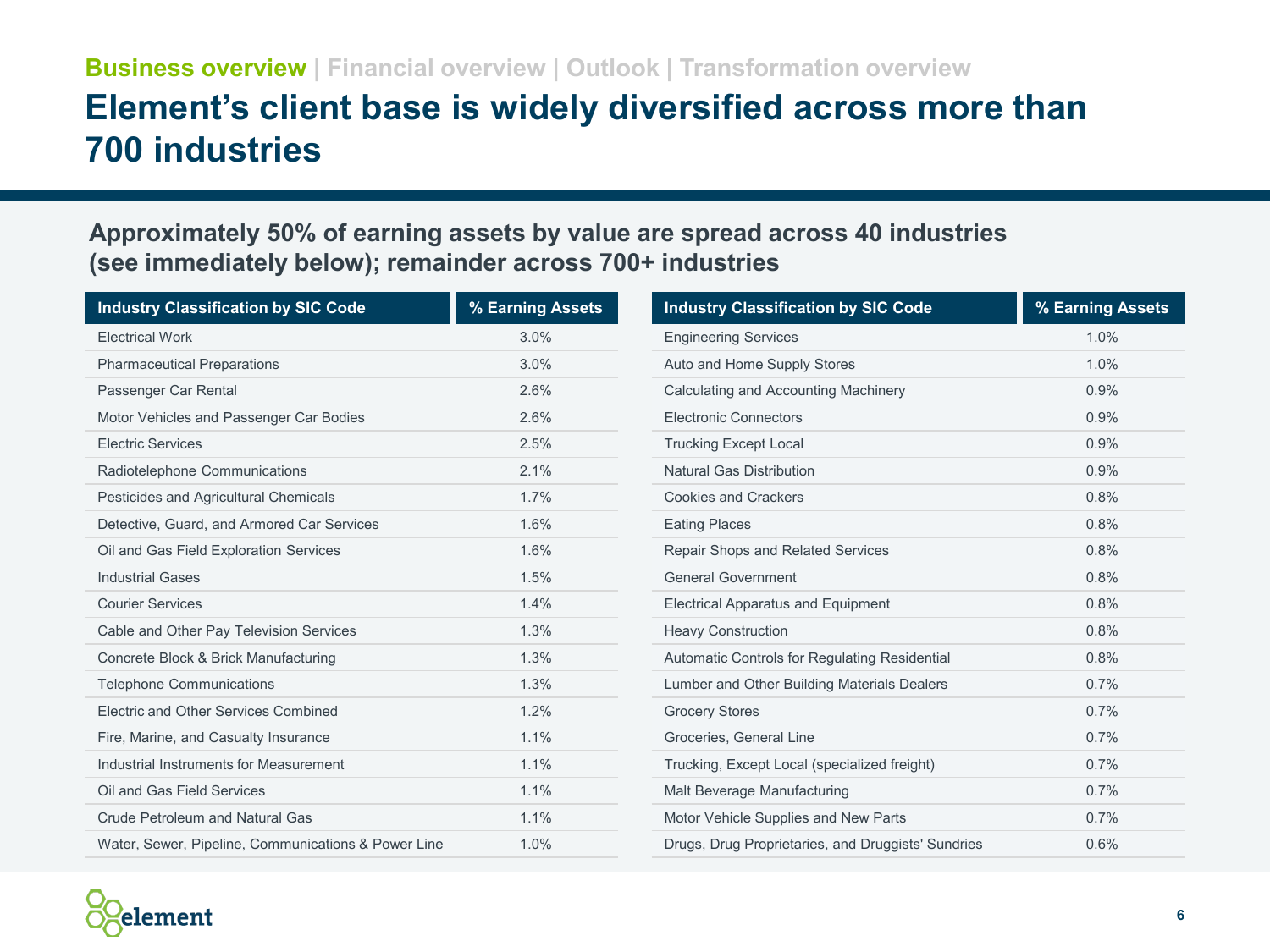Business overview | Financial overview | Outlook | Transformation overview

# Element's client base is widely diversified across more than 700 industries

## Approximately 50% of earning assets by value are spread across 40 industries (see immediately below); remainder across 700+ industries

| Industry Classification by SIC Code | % Earning Assets |
|---|---|
| Electrical Work | 3.0% |
| Pharmaceutical Preparations | 3.0% |
| Passenger Car Rental | 2.6% |
| Motor Vehicles and Passenger Car Bodies | 2.6% |
| Electric Services | 2.5% |
| Radiotelephone Communications | 2.1% |
| Pesticides and Agricultural Chemicals | 1.7% |
| Detective, Guard, and Armored Car Services | 1.6% |
| Oil and Gas Field Exploration Services | 1.6% |
| Industrial Gases | 1.5% |
| Courier Services | 1.4% |
| Cable and Other Pay Television Services | 1.3% |
| Concrete Block & Brick Manufacturing | 1.3% |
| Telephone Communications | 1.3% |
| Electric and Other Services Combined | 1.2% |
| Fire, Marine, and Casualty Insurance | 1.1% |
| Industrial Instruments for Measurement | 1.1% |
| Oil and Gas Field Services | 1.1% |
| Crude Petroleum and Natural Gas | 1.1% |
| Water, Sewer, Pipeline, Communications & Power Line | 1.0% |

| Industry Classification by SIC Code | % Earning Assets |
|---|---|
| Engineering Services | 1.0% |
| Auto and Home Supply Stores | 1.0% |
| Calculating and Accounting Machinery | 0.9% |
| Electronic Connectors | 0.9% |
| Trucking Except Local | 0.9% |
| Natural Gas Distribution | 0.9% |
| Cookies and Crackers | 0.8% |
| Eating Places | 0.8% |
| Repair Shops and Related Services | 0.8% |
| General Government | 0.8% |
| Electrical Apparatus and Equipment | 0.8% |
| Heavy Construction | 0.8% |
| Automatic Controls for Regulating Residential | 0.8% |
| Lumber and Other Building Materials Dealers | 0.7% |
| Grocery Stores | 0.7% |
| Groceries, General Line | 0.7% |
| Trucking, Except Local (specialized freight) | 0.7% |
| Malt Beverage Manufacturing | 0.7% |
| Motor Vehicle Supplies and New Parts | 0.7% |
| Drugs, Drug Proprietaries, and Druggists' Sundries | 0.6% |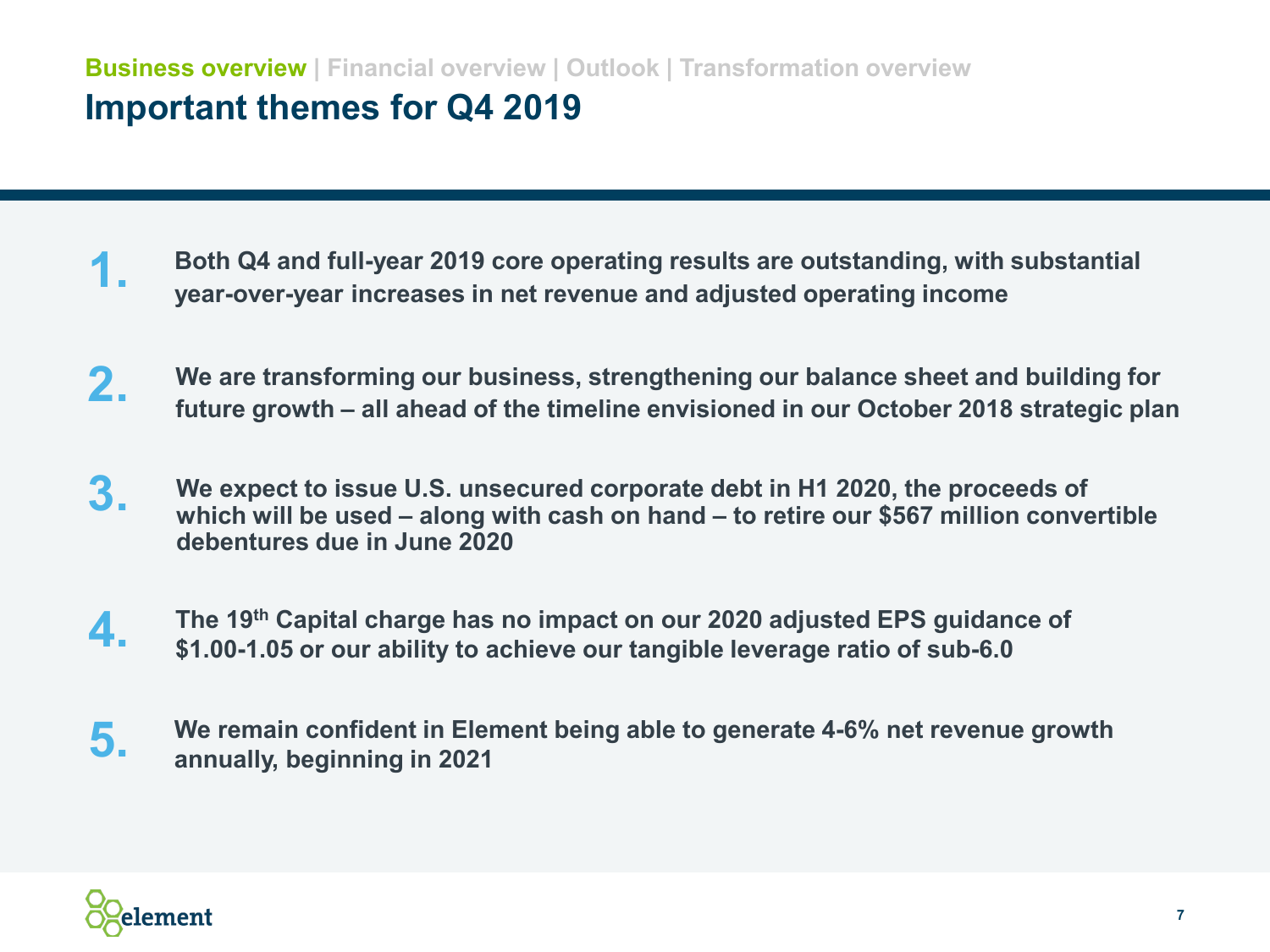Business overview | Financial overview | Outlook | Transformation overview

# Important themes for Q4 2019

1. Both Q4 and full-year 2019 core operating results are outstanding, with substantial year-over-year increases in net revenue and adjusted operating income

2. We are transforming our business, strengthening our balance sheet and building for future growth – all ahead of the timeline envisioned in our October 2018 strategic plan

3. We expect to issue U.S. unsecured corporate debt in H1 2020, the proceeds of which will be used – along with cash on hand – to retire our $567 million convertible debentures due in June 2020

4. The 19th Capital charge has no impact on our 2020 adjusted EPS guidance of $1.00-1.05 or our ability to achieve our tangible leverage ratio of sub-6.0

5. We remain confident in Element being able to generate 4-6% net revenue growth annually, beginning in 2021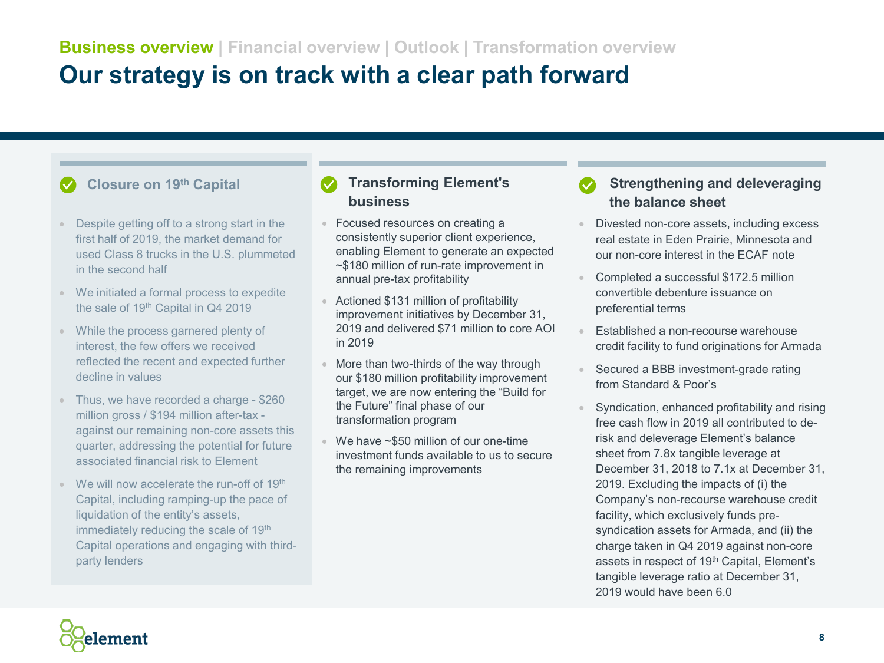Business overview | Financial overview | Outlook | Transformation overview

# Our strategy is on track with a clear path forward

### Closure on 19th Capital

- Despite getting off to a strong start in the first half of 2019, the market demand for used Class 8 trucks in the U.S. plummeted in the second half
- We initiated a formal process to expedite the sale of 19th Capital in Q4 2019
- While the process garnered plenty of interest, the few offers we received reflected the recent and expected further decline in values
- Thus, we have recorded a charge - $260 million gross / $194 million after-tax - against our remaining non-core assets this quarter, addressing the potential for future associated financial risk to Element
- We will now accelerate the run-off of 19th Capital, including ramping-up the pace of liquidation of the entity's assets, immediately reducing the scale of 19th Capital operations and engaging with third-party lenders

### Transforming Element's business

- Focused resources on creating a consistently superior client experience, enabling Element to generate an expected ~$180 million of run-rate improvement in annual pre-tax profitability
- Actioned $131 million of profitability improvement initiatives by December 31, 2019 and delivered $71 million to core AOI in 2019
- More than two-thirds of the way through our $180 million profitability improvement target, we are now entering the "Build for the Future" final phase of our transformation program
- We have ~$50 million of our one-time investment funds available to us to secure the remaining improvements

### Strengthening and deleveraging the balance sheet

- Divested non-core assets, including excess real estate in Eden Prairie, Minnesota and our non-core interest in the ECAF note
- Completed a successful $172.5 million convertible debenture issuance on preferential terms
- Established a non-recourse warehouse credit facility to fund originations for Armada
- Secured a BBB investment-grade rating from Standard & Poor's
- Syndication, enhanced profitability and rising free cash flow in 2019 all contributed to de-risk and deleverage Element's balance sheet from 7.8x tangible leverage at December 31, 2018 to 7.1x at December 31, 2019. Excluding the impacts of (i) the Company's non-recourse warehouse credit facility, which exclusively funds pre-syndication assets for Armada, and (ii) the charge taken in Q4 2019 against non-core assets in respect of 19th Capital, Element's tangible leverage ratio at December 31, 2019 would have been 6.0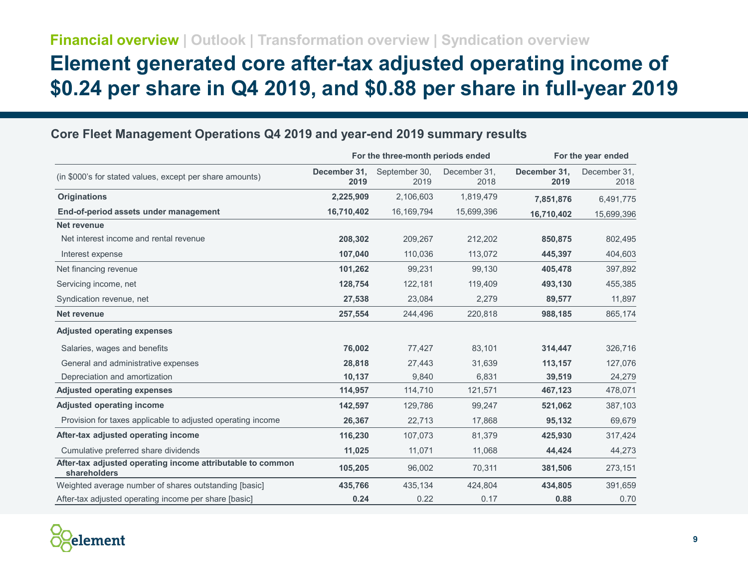Financial overview | Outlook | Transformation overview | Syndication overview

# Element generated core after-tax adjusted operating income of $0.24 per share in Q4 2019, and $0.88 per share in full-year 2019

## Core Fleet Management Operations Q4 2019 and year-end 2019 summary results

| | For the three-month periods ended | | | For the year ended | |
|---|---|---|---|---|---|
| (in $000's for stated values, except per share amounts) | **December 31, 2019** | September 30, 2019 | December 31, 2018 | **December 31, 2019** | December 31, 2018 |
| **Originations** | **2,225,909** | 2,106,603 | 1,819,479 | **7,851,876** | 6,491,775 |
| **End-of-period assets under management** | **16,710,402** | 16,169,794 | 15,699,396 | **16,710,402** | 15,699,396 |
| **Net revenue** | | | | | |
| Net interest income and rental revenue | **208,302** | 209,267 | 212,202 | **850,875** | 802,495 |
| Interest expense | **107,040** | 110,036 | 113,072 | **445,397** | 404,603 |
| Net financing revenue | **101,262** | 99,231 | 99,130 | **405,478** | 397,892 |
| Servicing income, net | **128,754** | 122,181 | 119,409 | **493,130** | 455,385 |
| Syndication revenue, net | **27,538** | 23,084 | 2,279 | **89,577** | 11,897 |
| **Net revenue** | **257,554** | 244,496 | 220,818 | **988,185** | 865,174 |
| **Adjusted operating expenses** | | | | | |
| Salaries, wages and benefits | **76,002** | 77,427 | 83,101 | **314,447** | 326,716 |
| General and administrative expenses | **28,818** | 27,443 | 31,639 | **113,157** | 127,076 |
| Depreciation and amortization | **10,137** | 9,840 | 6,831 | **39,519** | 24,279 |
| **Adjusted operating expenses** | **114,957** | 114,710 | 121,571 | **467,123** | 478,071 |
| **Adjusted operating income** | **142,597** | 129,786 | 99,247 | **521,062** | 387,103 |
| Provision for taxes applicable to adjusted operating income | **26,367** | 22,713 | 17,868 | **95,132** | 69,679 |
| **After-tax adjusted operating income** | **116,230** | 107,073 | 81,379 | **425,930** | 317,424 |
| Cumulative preferred share dividends | **11,025** | 11,071 | 11,068 | **44,424** | 44,273 |
| **After-tax adjusted operating income attributable to common shareholders** | **105,205** | 96,002 | 70,311 | **381,506** | 273,151 |
| Weighted average number of shares outstanding [basic] | **435,766** | 435,134 | 424,804 | **434,805** | 391,659 |
| After-tax adjusted operating income per share [basic] | **0.24** | 0.22 | 0.17 | **0.88** | 0.70 |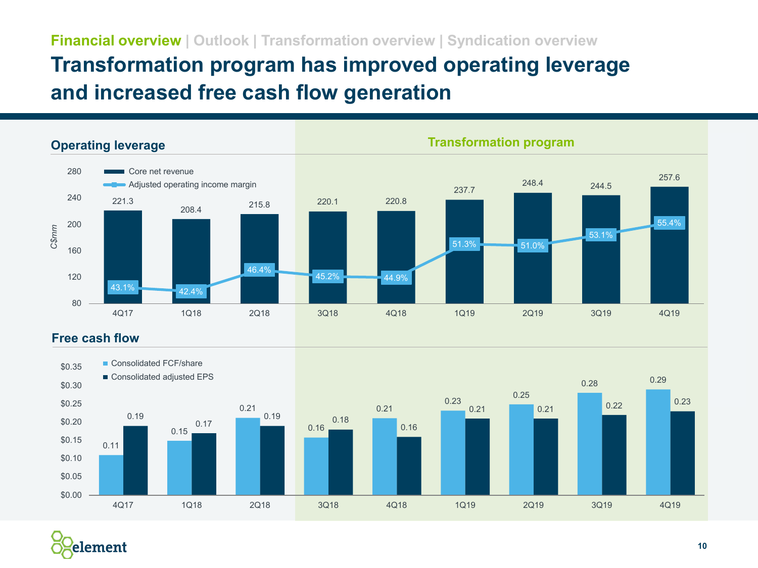Financial overview | Outlook | Transformation overview | Syndication overview

# Transformation program has improved operating leverage and increased free cash flow generation

## Operating leverage

Transformation program (1Q19–4Q19)

| | 4Q17 | 1Q18 | 2Q18 | 3Q18 | 4Q18 | 1Q19 | 2Q19 | 3Q19 | 4Q19 |
|---|---|---|---|---|---|---|---|---|---|
| Core net revenue (C$mm) | 221.3 | 208.4 | 215.8 | 220.1 | 220.8 | 237.7 | 248.4 | 244.5 | 257.6 |
| Adjusted operating income margin | 43.1% | 42.4% | 46.4% | 45.2% | 44.9% | 51.3% | 51.0% | 53.1% | 55.4% |

## Free cash flow

| | 4Q17 | 1Q18 | 2Q18 | 3Q18 | 4Q18 | 1Q19 | 2Q19 | 3Q19 | 4Q19 |
|---|---|---|---|---|---|---|---|---|---|
| Consolidated FCF/share | 0.11 | 0.15 | 0.21 | 0.16 | 0.21 | 0.23 | 0.25 | 0.28 | 0.29 |
| Consolidated adjusted EPS | 0.19 | 0.17 | 0.19 | 0.18 | 0.16 | 0.21 | 0.21 | 0.22 | 0.23 |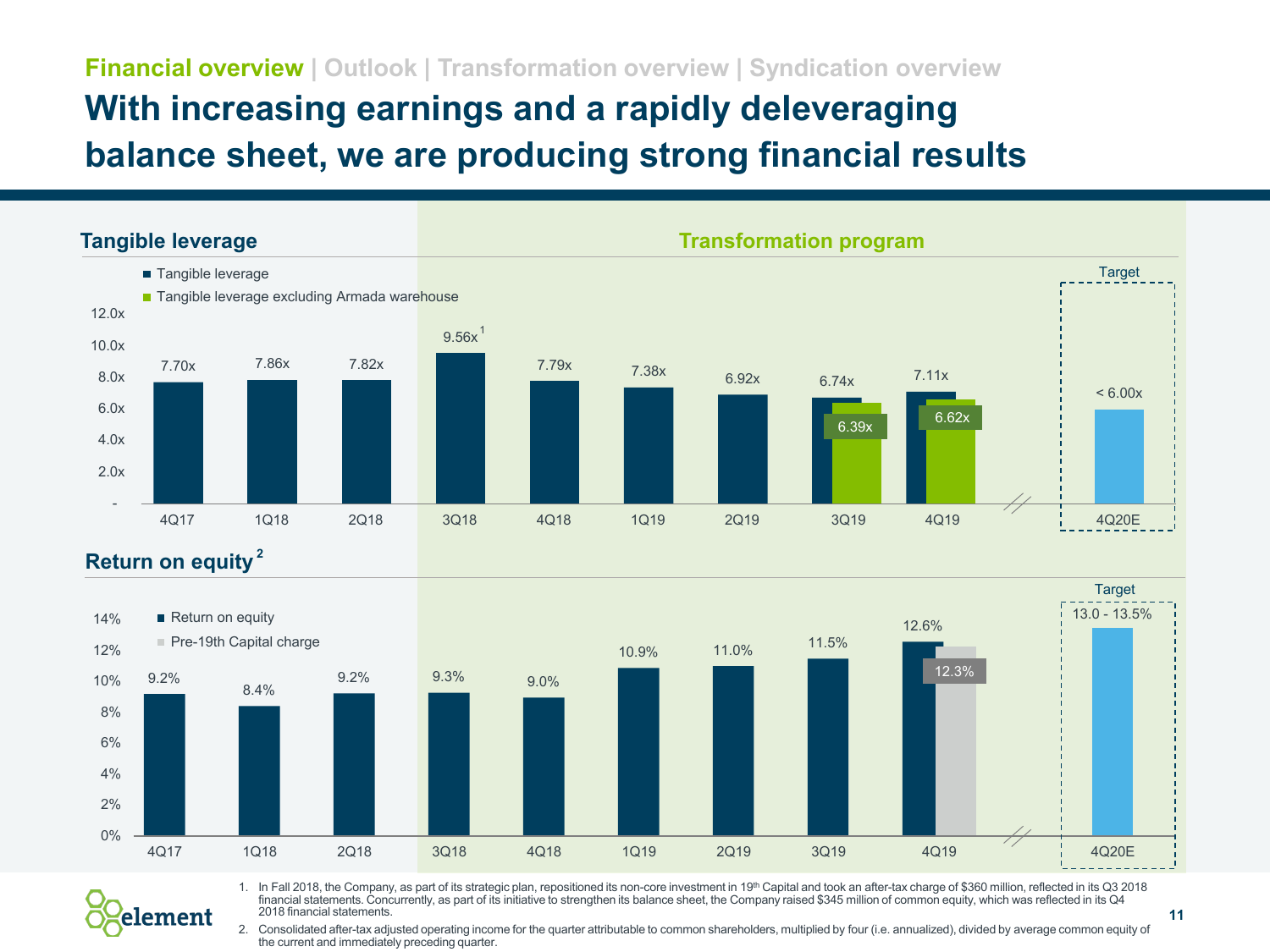Financial overview | Outlook | Transformation overview | Syndication overview

# With increasing earnings and a rapidly deleveraging balance sheet, we are producing strong financial results

## Tangible leverage

Transformation program

| Quarter | Tangible leverage | Tangible leverage excluding Armada warehouse |
|---|---|---|
| 4Q17 | 7.70x | |
| 1Q18 | 7.86x | |
| 2Q18 | 7.82x | |
| 3Q18 | 9.56x[1] | |
| 4Q18 | 7.79x | |
| 1Q19 | 7.38x | |
| 2Q19 | 6.92x | |
| 3Q19 | 6.74x | 6.39x |
| 4Q19 | 7.11x | 6.62x |
| 4Q20E (Target) | < 6.00x | |

## Return on equity[2]

| Quarter | Return on equity | Pre-19th Capital charge |
|---|---|---|
| 4Q17 | 9.2% | |
| 1Q18 | 8.4% | |
| 2Q18 | 9.2% | |
| 3Q18 | 9.3% | |
| 4Q18 | 9.0% | |
| 1Q19 | 10.9% | |
| 2Q19 | 11.0% | |
| 3Q19 | 11.5% | |
| 4Q19 | 12.6% | 12.3% |
| 4Q20E (Target) | 13.0 - 13.5% | |

1. In Fall 2018, the Company, as part of its strategic plan, repositioned its non-core investment in 19th Capital and took an after-tax charge of $360 million, reflected in its Q3 2018 financial statements. Concurrently, as part of its initiative to strengthen its balance sheet, the Company raised $345 million of common equity, which was reflected in its Q4 2018 financial statements.
2. Consolidated after-tax adjusted operating income for the quarter attributable to common shareholders, multiplied by four (i.e. annualized), divided by average common equity of the current and immediately preceding quarter.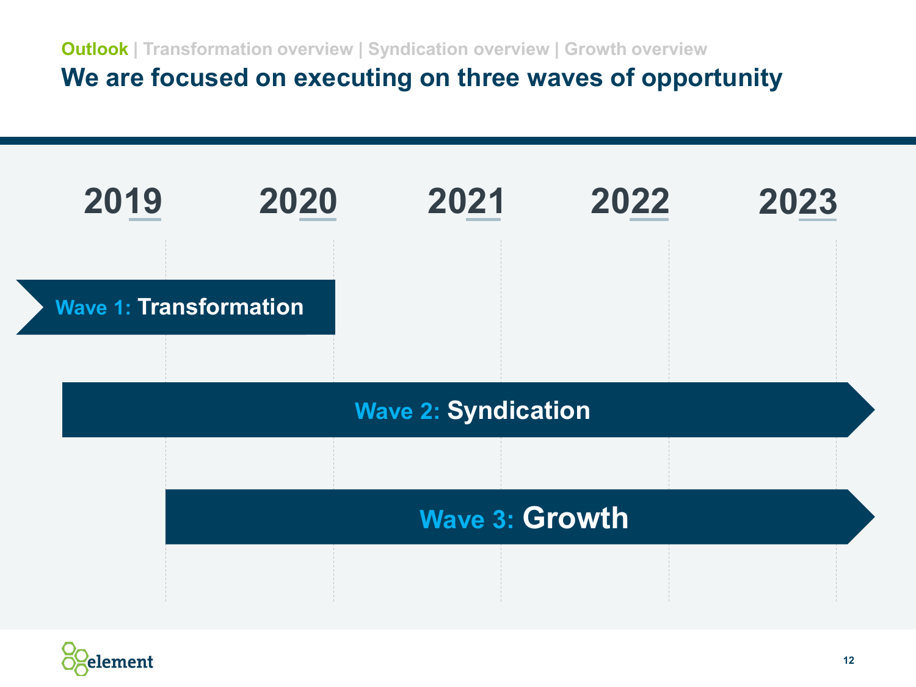**Outlook** | Transformation overview | Syndication overview | Growth overview

# We are focused on executing on three waves of opportunity

2019 | 2020 | 2021 | 2022 | 2023

**Wave 1:** Transformation (2019 – 2020)

**Wave 2:** Syndication (2019 – 2023 →)

**Wave 3:** Growth (2019 – 2023 →)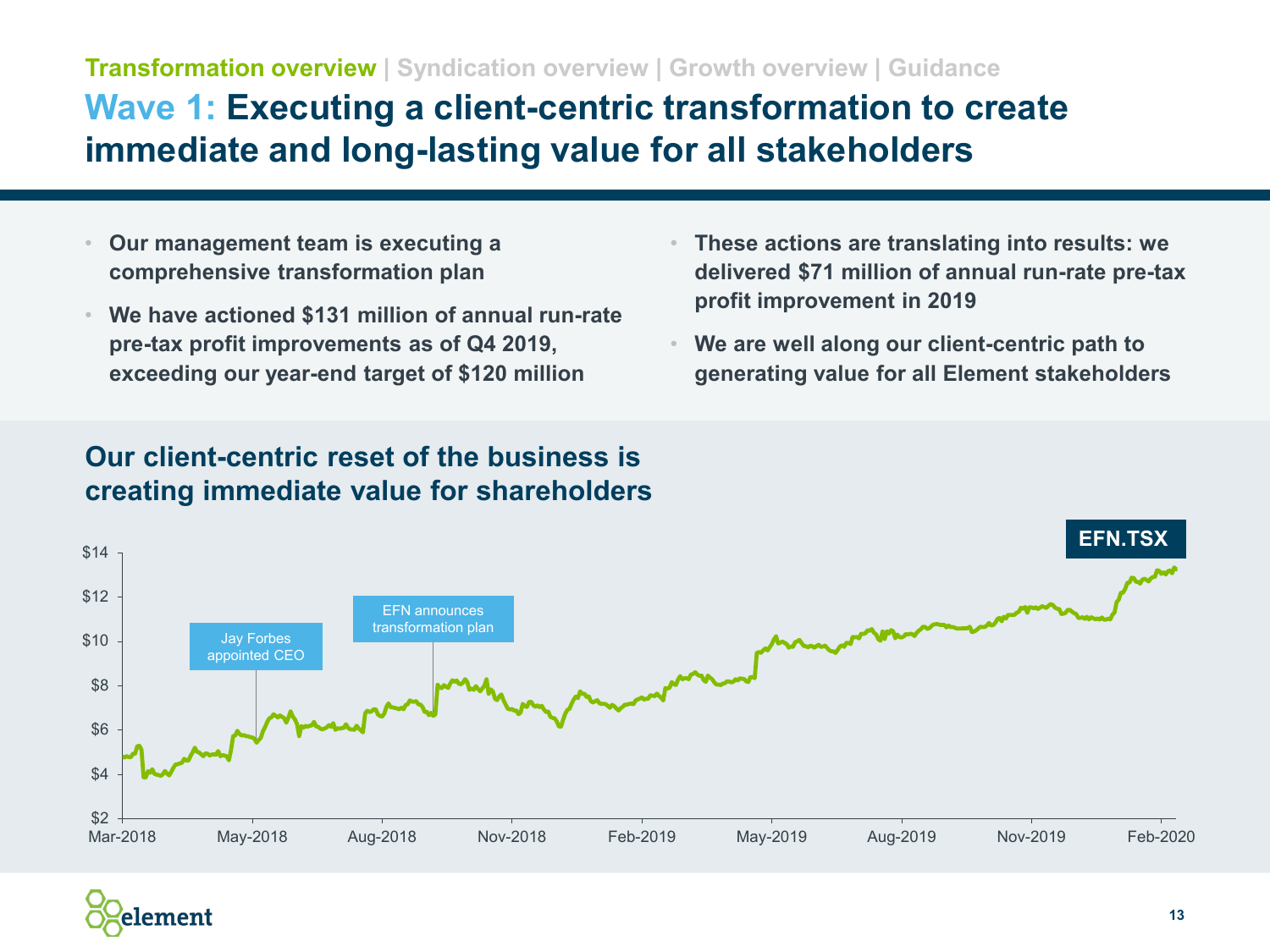Transformation overview | Syndication overview | Growth overview | Guidance

# Wave 1: Executing a client-centric transformation to create immediate and long-lasting value for all stakeholders

- **Our management team is executing a comprehensive transformation plan**
- **We have actioned $131 million of annual run-rate pre-tax profit improvements as of Q4 2019, exceeding our year-end target of $120 million**
- **These actions are translating into results: we delivered $71 million of annual run-rate pre-tax profit improvement in 2019**
- **We are well along our client-centric path to generating value for all Element stakeholders**

## Our client-centric reset of the business is creating immediate value for shareholders

EFN.TSX

Jay Forbes appointed CEO

EFN announces transformation plan

$14
$12
$10
$8
$6
$4
$2

Mar-2018 | May-2018 | Aug-2018 | Nov-2018 | Feb-2019 | May-2019 | Aug-2019 | Nov-2019 | Feb-2020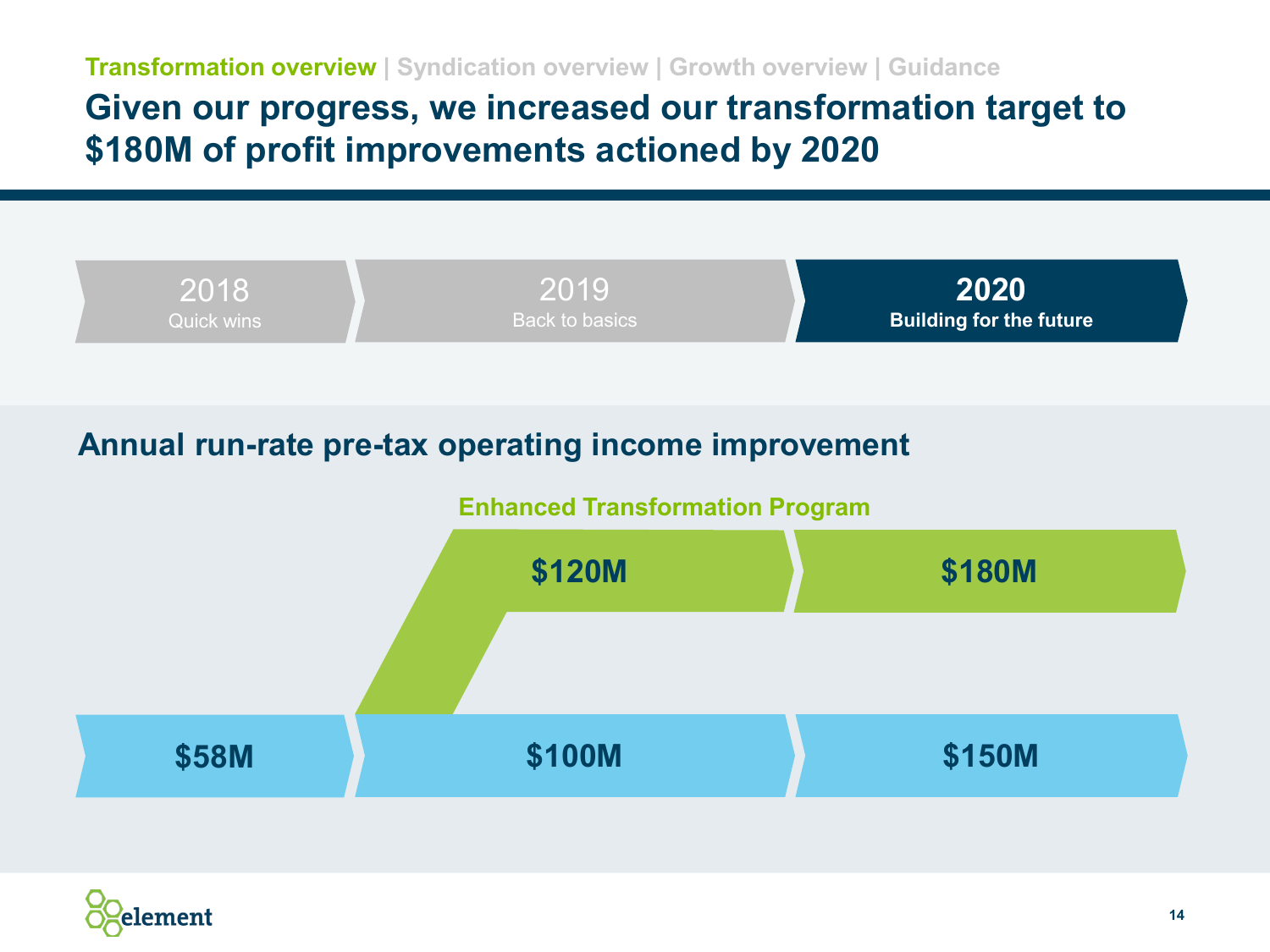**Transformation overview** | Syndication overview | Growth overview | Guidance

# Given our progress, we increased our transformation target to $180M of profit improvements actioned by 2020

| 2018 | 2019 | 2020 |
|---|---|---|
| Quick wins | Back to basics | **Building for the future** |

## Annual run-rate pre-tax operating income improvement

**Enhanced Transformation Program**

| | 2018 | 2019 | 2020 |
|---|---|---|---|
| Enhanced Transformation Program | | $120M | $180M |
| | $58M | $100M | $150M |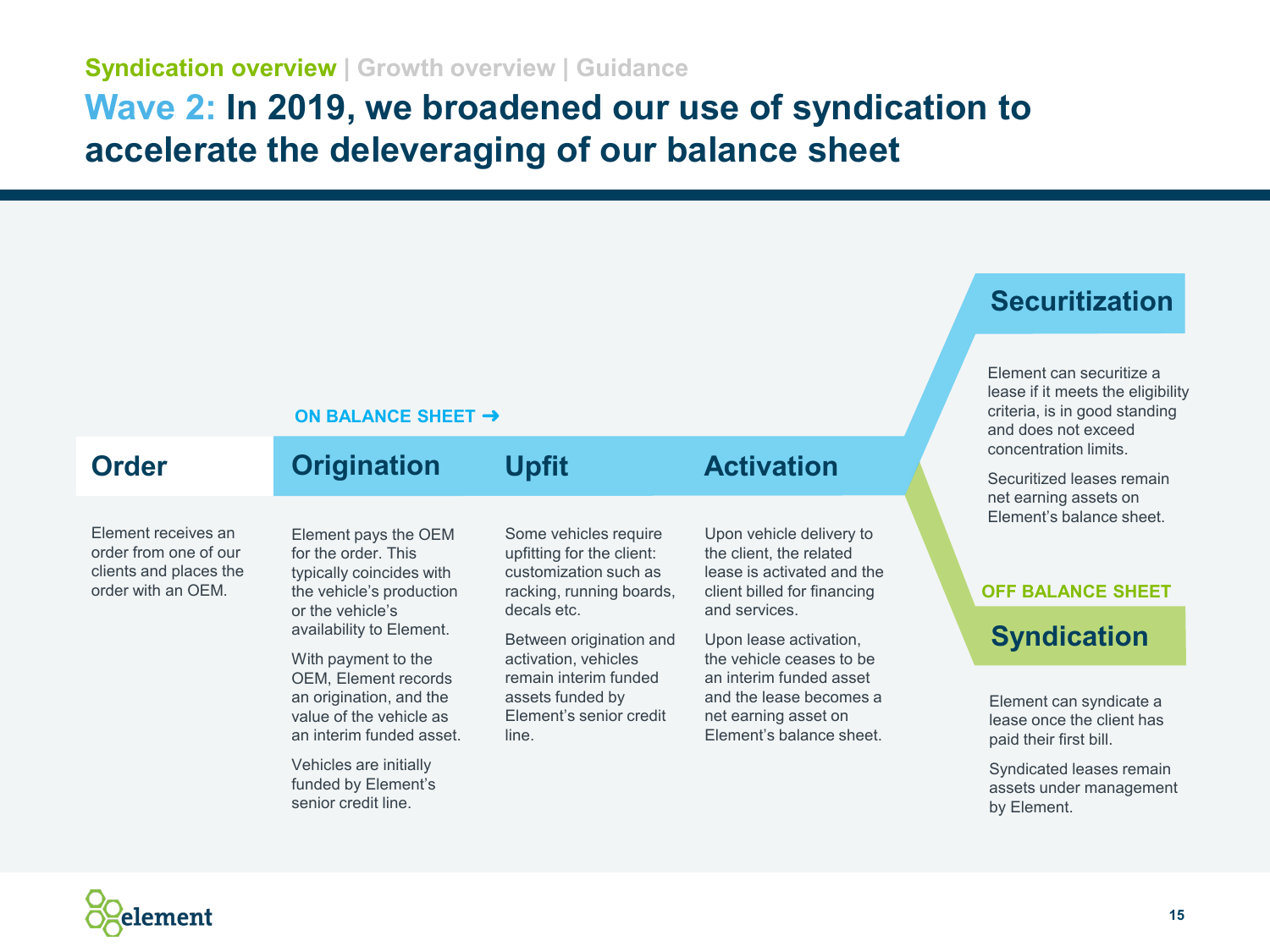Syndication overview | Growth overview | Guidance

# Wave 2: In 2019, we broadened our use of syndication to accelerate the deleveraging of our balance sheet

### Order

Element receives an order from one of our clients and places the order with an OEM.

**ON BALANCE SHEET ➜**

### Origination

Element pays the OEM for the order. This typically coincides with the vehicle's production or the vehicle's availability to Element.

With payment to the OEM, Element records an origination, and the value of the vehicle as an interim funded asset.

Vehicles are initially funded by Element's senior credit line.

### Upfit

Some vehicles require upfitting for the client: customization such as racking, running boards, decals etc.

Between origination and activation, vehicles remain interim funded assets funded by Element's senior credit line.

### Activation

Upon vehicle delivery to the client, the related lease is activated and the client billed for financing and services.

Upon lease activation, the vehicle ceases to be an interim funded asset and the lease becomes a net earning asset on Element's balance sheet.

### Securitization

Element can securitize a lease if it meets the eligibility criteria, is in good standing and does not exceed concentration limits.

Securitized leases remain net earning assets on Element's balance sheet.

**OFF BALANCE SHEET**

### Syndication

Element can syndicate a lease once the client has paid their first bill.

Syndicated leases remain assets under management by Element.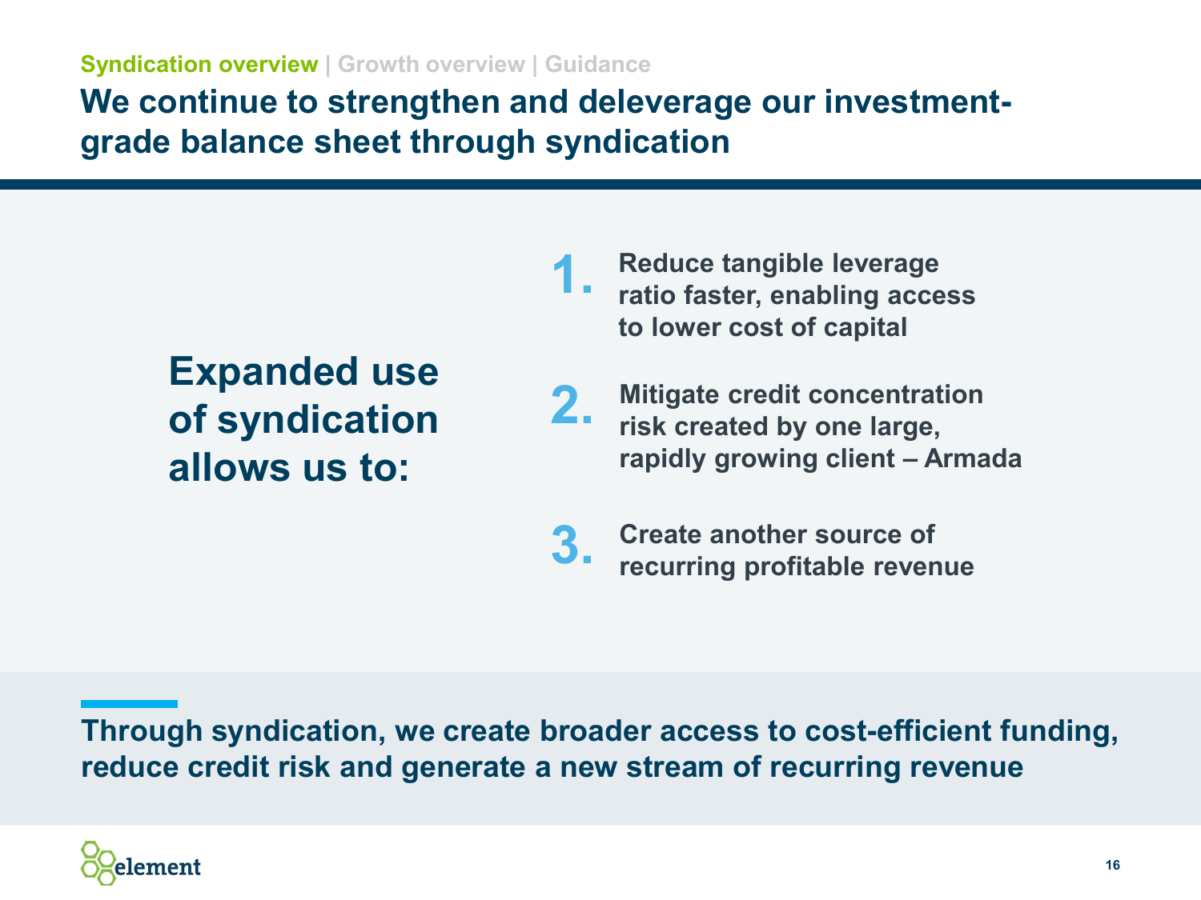Syndication overview | Growth overview | Guidance

# We continue to strengthen and deleverage our investment-grade balance sheet through syndication

## Expanded use of syndication allows us to:

1. Reduce tangible leverage ratio faster, enabling access to lower cost of capital
2. Mitigate credit concentration risk created by one large, rapidly growing client – Armada
3. Create another source of recurring profitable revenue

**Through syndication, we create broader access to cost-efficient funding, reduce credit risk and generate a new stream of recurring revenue**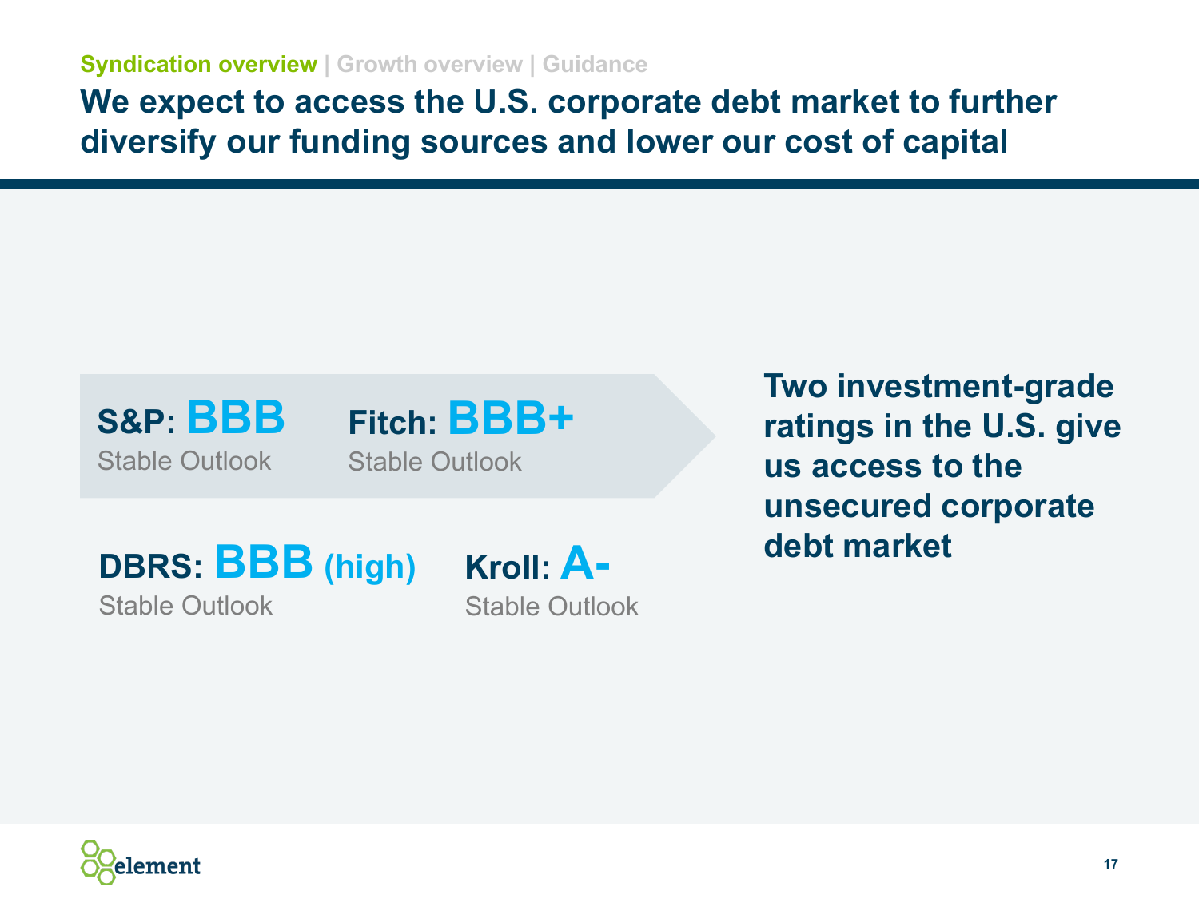Syndication overview | Growth overview | Guidance

# We expect to access the U.S. corporate debt market to further diversify our funding sources and lower our cost of capital

**S&P: BBB**
Stable Outlook

**Fitch: BBB+**
Stable Outlook

**DBRS: BBB (high)**
Stable Outlook

**Kroll: A-**
Stable Outlook

**Two investment-grade ratings in the U.S. give us access to the unsecured corporate debt market**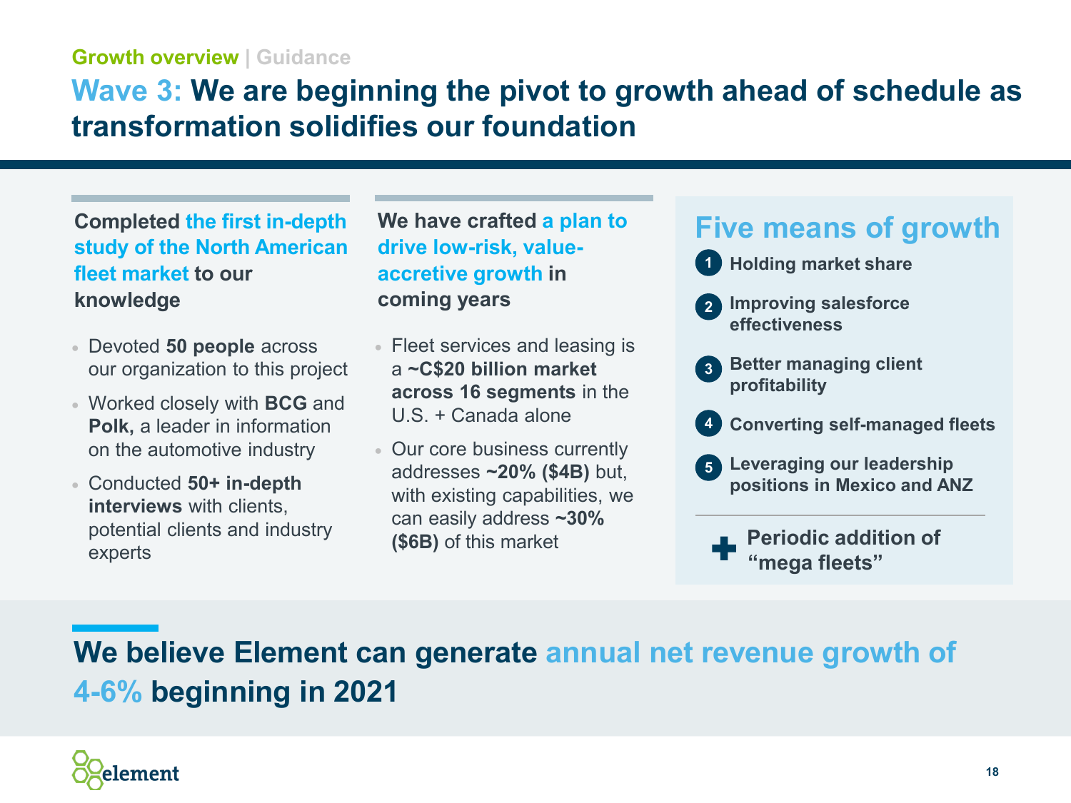Growth overview | Guidance

# Wave 3: We are beginning the pivot to growth ahead of schedule as transformation solidifies our foundation

### Completed the first in-depth study of the North American fleet market to our knowledge

- Devoted **50 people** across our organization to this project
- Worked closely with **BCG** and **Polk,** a leader in information on the automotive industry
- Conducted **50+ in-depth interviews** with clients, potential clients and industry experts

### We have crafted a plan to drive low-risk, value-accretive growth in coming years

- Fleet services and leasing is a **~C$20 billion market across 16 segments** in the U.S. + Canada alone
- Our core business currently addresses **~20% ($4B)** but, with existing capabilities, we can easily address **~30% ($6B)** of this market

## Five means of growth

1. **Holding market share**
2. **Improving salesforce effectiveness**
3. **Better managing client profitability**
4. **Converting self-managed fleets**
5. **Leveraging our leadership positions in Mexico and ANZ**

**+ Periodic addition of "mega fleets"**

## We believe Element can generate annual net revenue growth of 4-6% beginning in 2021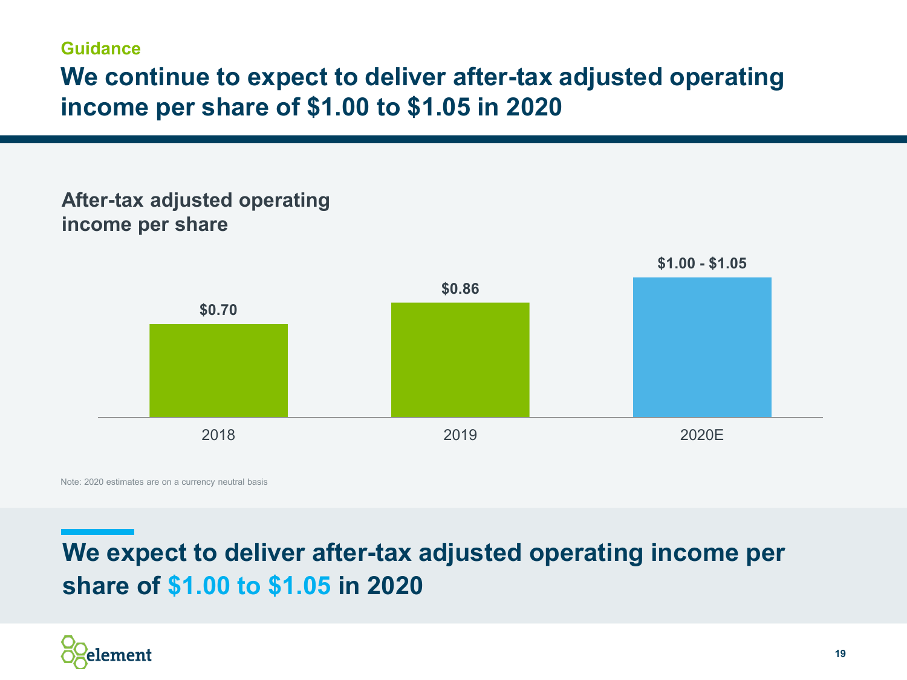Guidance

# We continue to expect to deliver after-tax adjusted operating income per share of $1.00 to $1.05 in 2020

## After-tax adjusted operating income per share

| Year | After-tax adjusted operating income per share |
| --- | --- |
| 2018 | $0.70 |
| 2019 | $0.86 |
| 2020E | $1.00 - $1.05 |

Note: 2020 estimates are on a currency neutral basis

**We expect to deliver after-tax adjusted operating income per share of $1.00 to $1.05 in 2020**

element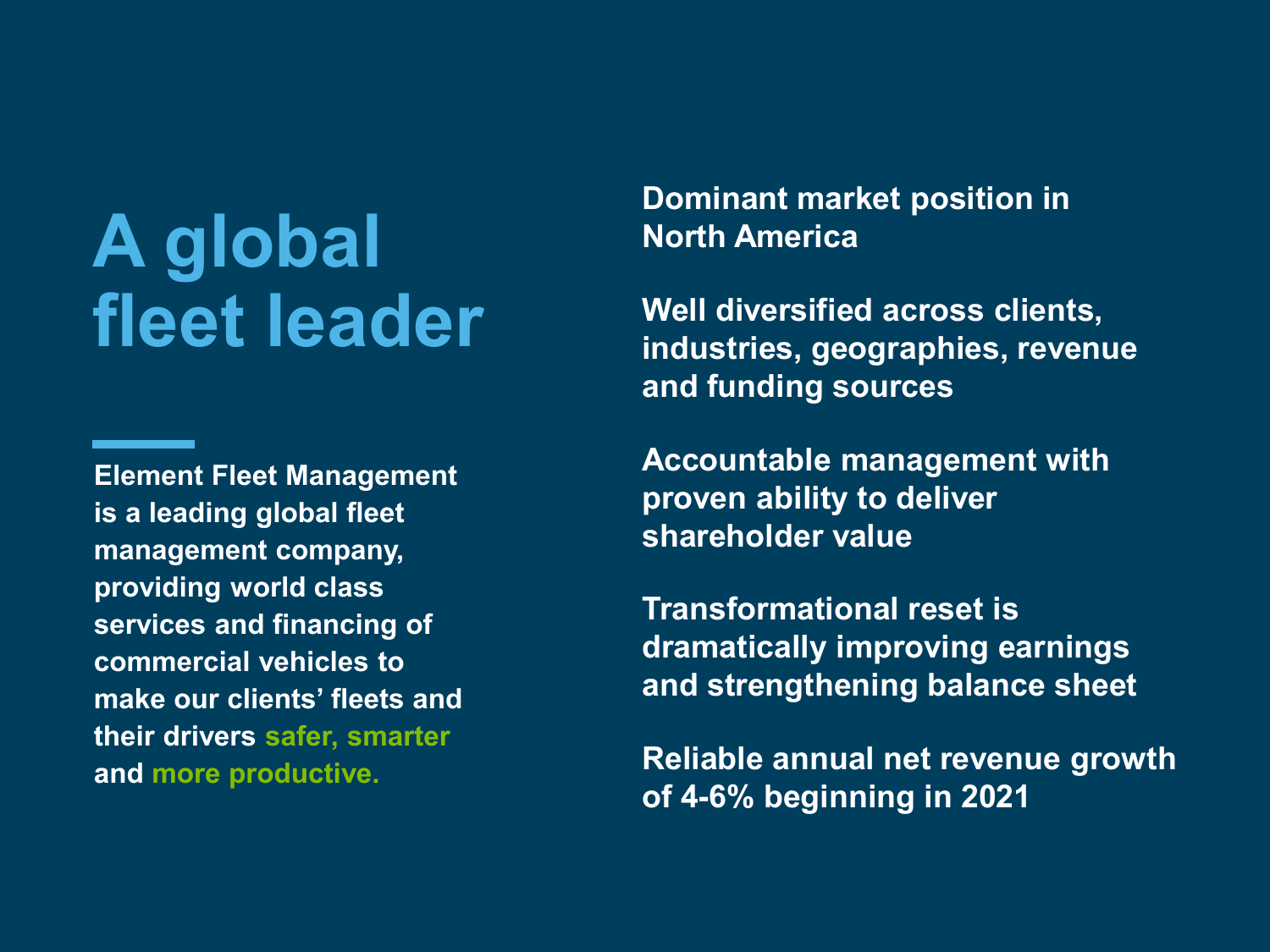# A global fleet leader

**Element Fleet Management is a leading global fleet management company, providing world class services and financing of commercial vehicles to make our clients' fleets and their drivers safer, smarter and more productive.**

**Dominant market position in North America**

**Well diversified across clients, industries, geographies, revenue and funding sources**

**Accountable management with proven ability to deliver shareholder value**

**Transformational reset is dramatically improving earnings and strengthening balance sheet**

**Reliable annual net revenue growth of 4-6% beginning in 2021**